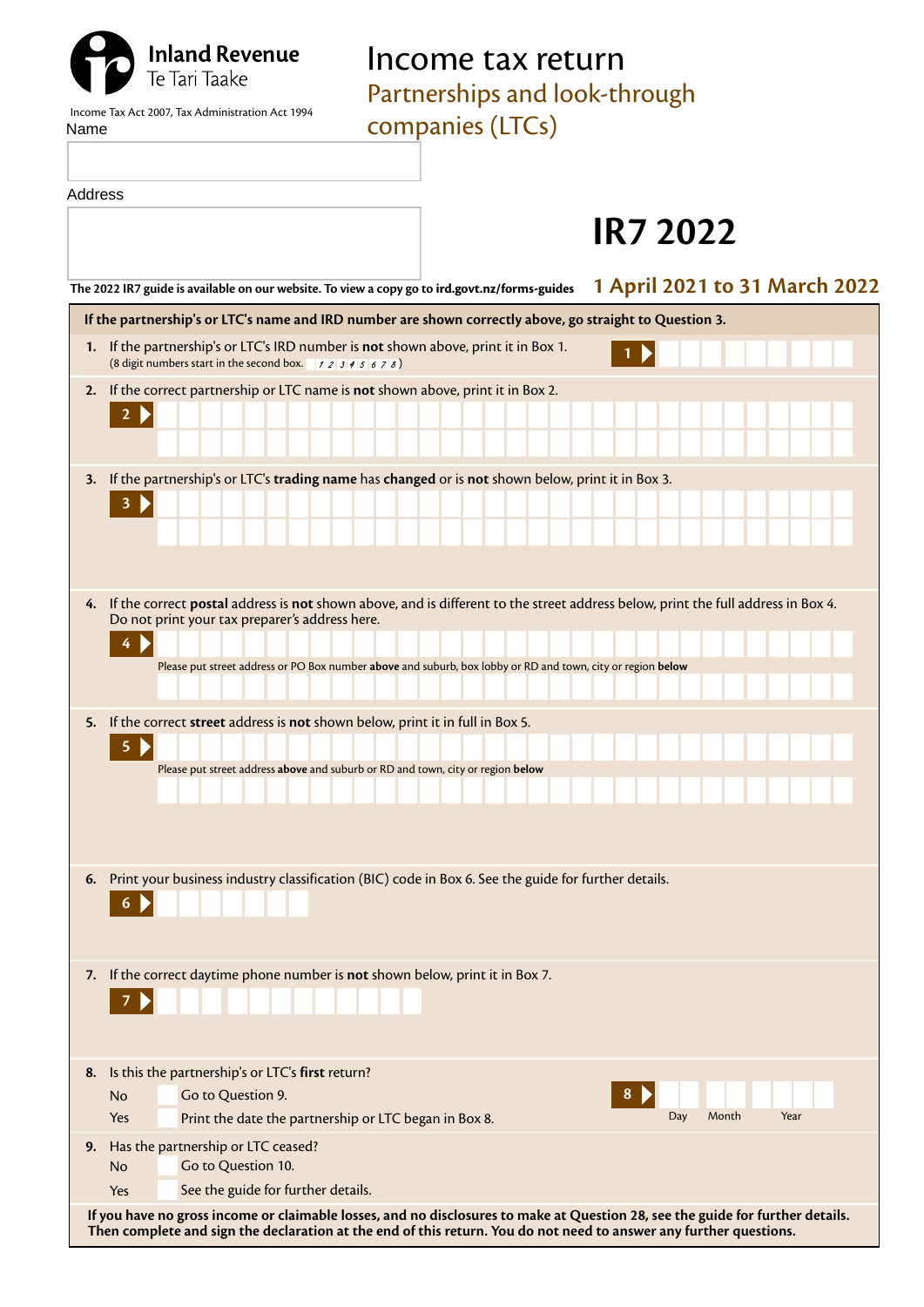Inland Revenue
Te Tari Taake

Income Tax Act 2007, Tax Administration Act 1994

# Income tax return

## Partnerships and look-through companies (LTCs)

# IR7 2022

Name

Address

The 2022 IR7 guide is available on our website. To view a copy go to ird.govt.nz/forms-guides

**1 April 2021 to 31 March 2022**

**If the partnership's or LTC's name and IRD number are shown correctly above, go straight to Question 3.**

1. If the partnership's or LTC's IRD number is **not** shown above, print it in Box 1.
   (8 digit numbers start in the second box. 1 2 3 4 5 6 7 8)

   **1**

2. If the correct partnership or LTC name is **not** shown above, print it in Box 2.

   **2**

3. If the partnership's or LTC's **trading name** has **changed** or is **not** shown below, print it in Box 3.

   **3**

4. If the correct **postal** address is **not** shown above, and is different to the street address below, print the full address in Box 4. Do not print your tax preparer's address here.

   **4**

   Please put street address or PO Box number **above** and suburb, box lobby or RD and town, city or region **below**

5. If the correct **street** address is **not** shown below, print it in full in Box 5.

   **5**

   Please put street address **above** and suburb or RD and town, city or region **below**

6. Print your business industry classification (BIC) code in Box 6. See the guide for further details.

   **6**

7. If the correct daytime phone number is **not** shown below, print it in Box 7.

   **7**

8. Is this the partnership's or LTC's **first** return?

   No — Go to Question 9.

   Yes — Print the date the partnership or LTC began in Box 8.

   **8** Day Month Year

9. Has the partnership or LTC ceased?

   No — Go to Question 10.

   Yes — See the guide for further details.

**If you have no gross income or claimable losses, and no disclosures to make at Question 28, see the guide for further details. Then complete and sign the declaration at the end of this return. You do not need to answer any further questions.**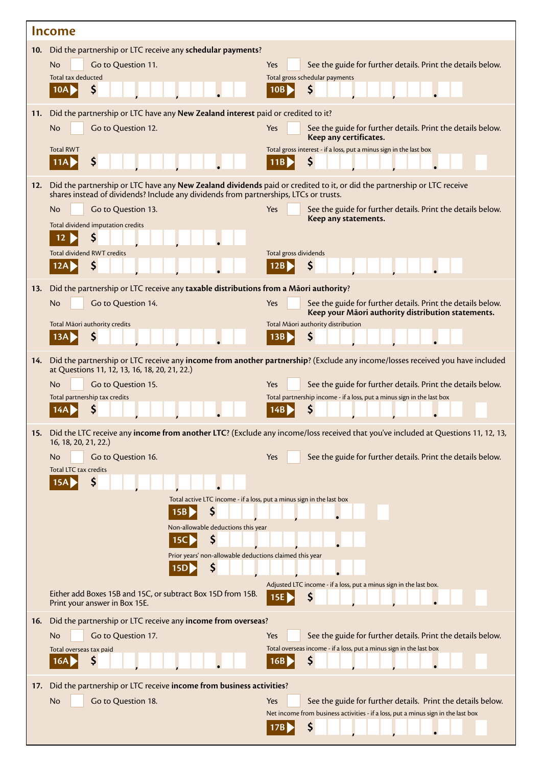## Income

**10.** Did the partnership or LTC receive any **schedular payments**?

No ☐ Go to Question 11.

Yes ☐ See the guide for further details. Print the details below.

Total tax deducted

**10A** $ ___ , ___ , ___ . ___

Total gross schedular payments

**10B** $ ___ , ___ , ___ . ___

**11.** Did the partnership or LTC have any **New Zealand interest** paid or credited to it?

No ☐ Go to Question 12.

Yes ☐ See the guide for further details. Print the details below. **Keep any certificates.**

Total RWT

**11A** $ ___ , ___ , ___ . ___

Total gross interest - if a loss, put a minus sign in the last box

**11B** $ ___ , ___ , ___ . ___ ☐

**12.** Did the partnership or LTC have any **New Zealand dividends** paid or credited to it, or did the partnership or LTC receive shares instead of dividends? Include any dividends from partnerships, LTCs or trusts.

No ☐ Go to Question 13.

Yes ☐ See the guide for further details. Print the details below. **Keep any statements.**

Total dividend imputation credits

**12** $ ___ , ___ , ___ . ___

Total dividend RWT credits

**12A** $ ___ , ___ , ___ . ___

Total gross dividends

**12B** $ ___ , ___ , ___ . ___

**13.** Did the partnership or LTC receive any **taxable distributions from a Māori authority**?

No ☐ Go to Question 14.

Yes ☐ See the guide for further details. Print the details below. **Keep your Māori authority distribution statements.**

Total Māori authority credits

**13A** $ ___ , ___ , ___ . ___

Total Māori authority distribution

**13B** $ ___ , ___ , ___ . ___

**14.** Did the partnership or LTC receive any **income from another partnership**? (Exclude any income/losses received you have included at Questions 11, 12, 13, 16, 18, 20, 21, 22.)

No ☐ Go to Question 15.

Yes ☐ See the guide for further details. Print the details below.

Total partnership tax credits

**14A** $ ___ , ___ , ___ . ___

Total partnership income - if a loss, put a minus sign in the last box

**14B** $ ___ , ___ , ___ . ___ ☐

**15.** Did the LTC receive any **income from another LTC**? (Exclude any income/loss received that you've included at Questions 11, 12, 13, 16, 18, 20, 21, 22.)

No ☐ Go to Question 16.

Yes ☐ See the guide for further details. Print the details below.

Total LTC tax credits

**15A** $ ___ , ___ , ___ . ___

Total active LTC income - if a loss, put a minus sign in the last box

**15B** $ ___ , ___ , ___ . ___ ☐

Non-allowable deductions this year

**15C** $ ___ , ___ , ___ . ___

Prior years' non-allowable deductions claimed this year

**15D** $ ___ , ___ , ___ . ___

Either add Boxes 15B and 15C, or subtract Box 15D from 15B. Print your answer in Box 15E.

Adjusted LTC income - if a loss, put a minus sign in the last box.

**15E** $ ___ , ___ , ___ . ___ ☐

**16.** Did the partnership or LTC receive any **income from overseas**?

No ☐ Go to Question 17.

Yes ☐ See the guide for further details. Print the details below.

Total overseas tax paid

**16A** $ ___ , ___ , ___ . ___

Total overseas income - if a loss, put a minus sign in the last box

**16B** $ ___ , ___ , ___ . ___ ☐

**17.** Did the partnership or LTC receive **income from business activities**?

No ☐ Go to Question 18.

Yes ☐ See the guide for further details. Print the details below.

Net income from business activities - if a loss, put a minus sign in the last box

**17B** $ ___ , ___ , ___ . ___ ☐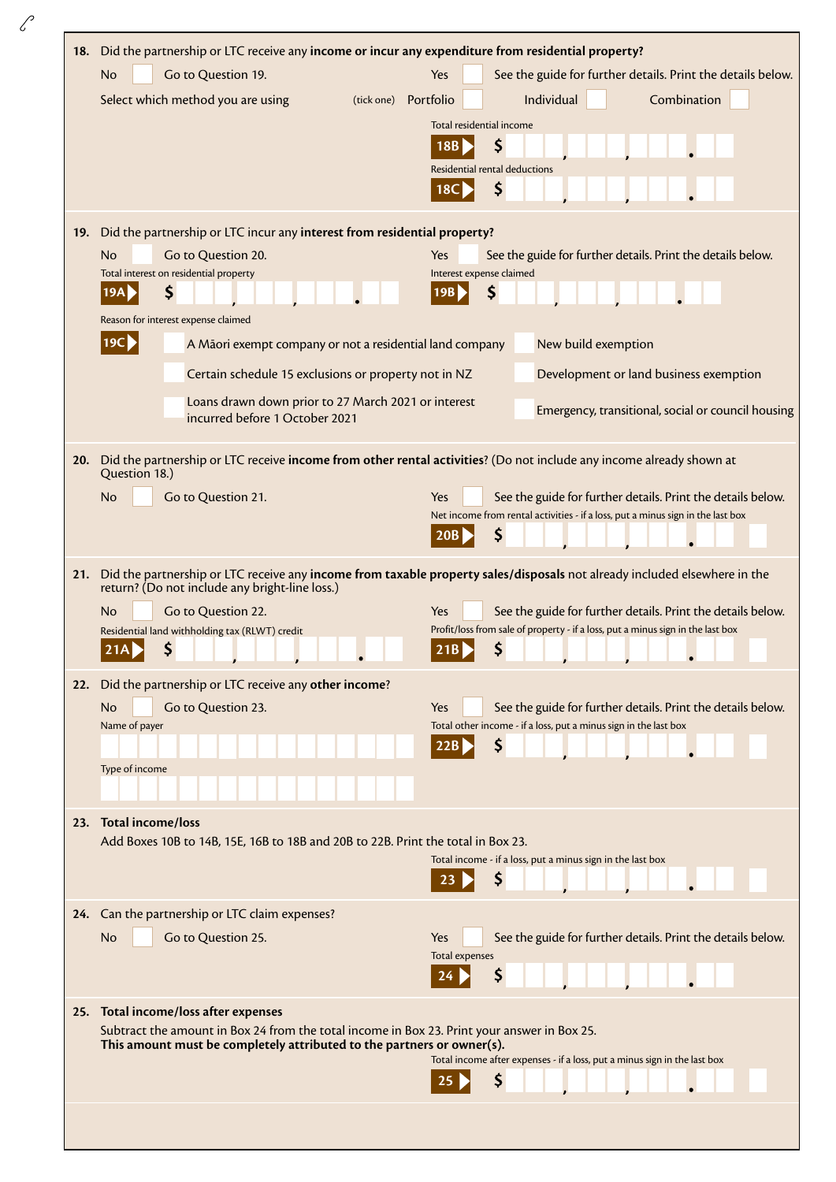**18.** Did the partnership or LTC receive any **income or incur any expenditure from residential property?**

No ☐ Go to Question 19.

Yes ☐ See the guide for further details. Print the details below.

Select which method you are using (tick one) Portfolio ☐ Individual ☐ Combination ☐

Total residential income

**18B** $

Residential rental deductions

**18C** $

**19.** Did the partnership or LTC incur any **interest from residential property?**

No ☐ Go to Question 20.

Yes ☐ See the guide for further details. Print the details below.

Total interest on residential property

**19A** $

Interest expense claimed

**19B** $

Reason for interest expense claimed

**19C**

- ☐ A Māori exempt company or not a residential land company
- ☐ Certain schedule 15 exclusions or property not in NZ
- ☐ Loans drawn down prior to 27 March 2021 or interest incurred before 1 October 2021
- ☐ New build exemption
- ☐ Development or land business exemption
- ☐ Emergency, transitional, social or council housing

**20.** Did the partnership or LTC receive **income from other rental activities**? (Do not include any income already shown at Question 18.)

No ☐ Go to Question 21.

Yes ☐ See the guide for further details. Print the details below.

Net income from rental activities - if a loss, put a minus sign in the last box

**20B** $

**21.** Did the partnership or LTC receive any **income from taxable property sales/disposals** not already included elsewhere in the return? (Do not include any bright-line loss.)

No ☐ Go to Question 22.

Yes ☐ See the guide for further details. Print the details below.

Residential land withholding tax (RLWT) credit

**21A** $

Profit/loss from sale of property - if a loss, put a minus sign in the last box

**21B** $

**22.** Did the partnership or LTC receive any **other income**?

No ☐ Go to Question 23.

Yes ☐ See the guide for further details. Print the details below.

Name of payer

Type of income

Total other income - if a loss, put a minus sign in the last box

**22B** $

**23. Total income/loss**

Add Boxes 10B to 14B, 15E, 16B to 18B and 20B to 22B. Print the total in Box 23.

Total income - if a loss, put a minus sign in the last box

**23** $

**24.** Can the partnership or LTC claim expenses?

No ☐ Go to Question 25.

Yes ☐ See the guide for further details. Print the details below.

Total expenses

**24** $

**25. Total income/loss after expenses**

Subtract the amount in Box 24 from the total income in Box 23. Print your answer in Box 25.
**This amount must be completely attributed to the partners or owner(s).**

Total income after expenses - if a loss, put a minus sign in the last box

**25** $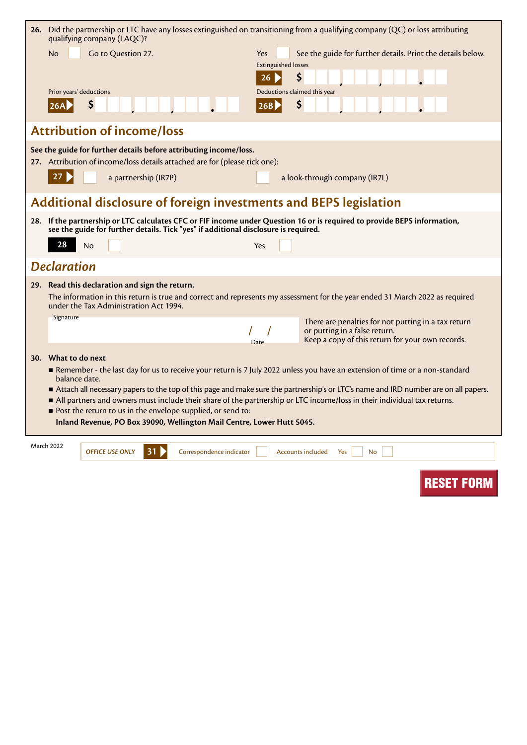**26.** Did the partnership or LTC have any losses extinguished on transitioning from a qualifying company (QC) or loss attributing qualifying company (LAQC)?

No ☐ Go to Question 27.

Yes ☐ See the guide for further details. Print the details below.

Extinguished losses

**26** $ ___ , ___ , ___ . __

Prior years' deductions

**26A** $ ___ , ___ , ___ . __

Deductions claimed this year

**26B** $ ___ , ___ , ___ . __

## Attribution of income/loss

**See the guide for further details before attributing income/loss.**

**27.** Attribution of income/loss details attached are for (please tick one):

**27** ☐ a partnership (IR7P) ☐ a look-through company (IR7L)

## Additional disclosure of foreign investments and BEPS legislation

**28. If the partnership or LTC calculates CFC or FIF income under Question 16 or is required to provide BEPS information, see the guide for further details. Tick "yes" if additional disclosure is required.**

**28** No ☐ Yes ☐

## *Declaration*

**29. Read this declaration and sign the return.**

The information in this return is true and correct and represents my assessment for the year ended 31 March 2022 as required under the Tax Administration Act 1994.

Signature

Date / /

There are penalties for not putting in a tax return or putting in a false return.
Keep a copy of this return for your own records.

**30. What to do next**

- Remember - the last day for us to receive your return is 7 July 2022 unless you have an extension of time or a non-standard balance date.
- Attach all necessary papers to the top of this page and make sure the partnership's or LTC's name and IRD number are on all papers.
- All partners and owners must include their share of the partnership or LTC income/loss in their individual tax returns.
- Post the return to us in the envelope supplied, or send to:

**Inland Revenue, PO Box 39090, Wellington Mail Centre, Lower Hutt 5045.**

March 2022

*OFFICE USE ONLY* **31** Correspondence indicator ☐ Accounts included Yes ☐ No ☐

RESET FORM